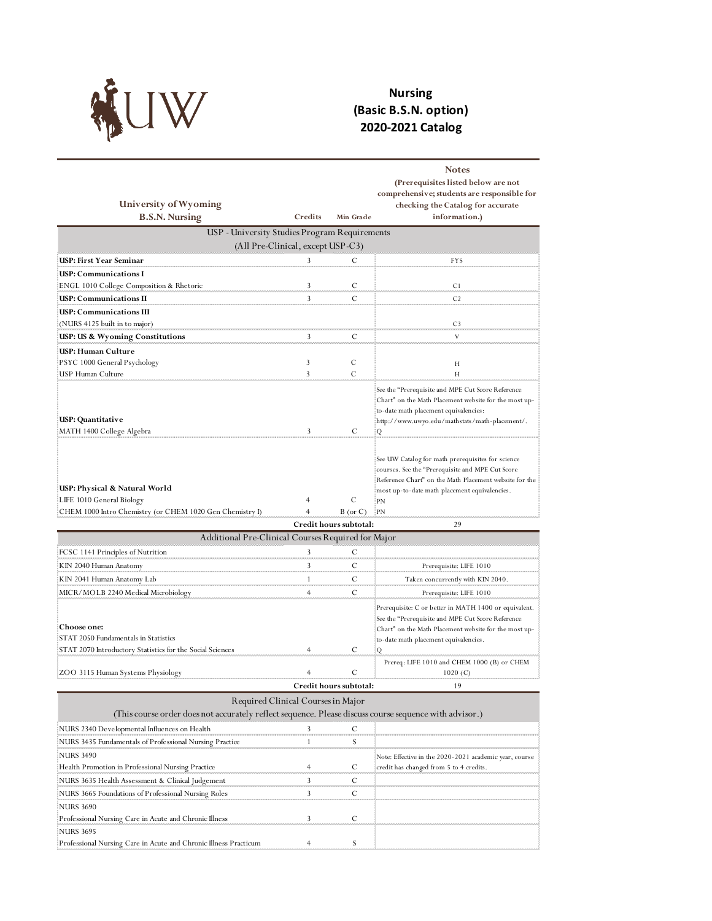# Nursing
## (Basic B.S.N. option)
## 2020-2021 Catalog

| University of Wyoming B.S.N. Nursing | Credits | Min Grade | Notes (Prerequisites listed below are not comprehensive; students are responsible for checking the Catalog for accurate information.) |
|---|---|---|---|
| **USP - University Studies Program Requirements (All Pre-Clinical, except USP-C3)** | | | |
| **USP: First Year Seminar** | 3 | C | FYS |
| **USP: Communications I** ENGL 1010 College Composition & Rhetoric | 3 | C | C1 |
| **USP: Communications II** | 3 | C | C2 |
| **USP: Communications III** (NURS 4125 built in to major) | | | C3 |
| **USP: US & Wyoming Constitutions** | 3 | C | V |
| **USP: Human Culture** PSYC 1000 General Psychology | 3 | C | H |
| USP Human Culture | 3 | C | H |
| **USP: Quantitative** MATH 1400 College Algebra | 3 | C | See the "Prerequisite and MPE Cut Score Reference Chart" on the Math Placement website for the most up-to-date math placement equivalencies: http://www.uwyo.edu/mathstats/math-placement/. Q |
| **USP: Physical & Natural World** LIFE 1010 General Biology | 4 | C | See UW Catalog for math prerequisites for science courses. See the "Prerequisite and MPE Cut Score Reference Chart" on the Math Placement website for the most up-to-date math placement equivalencies. PN |
| CHEM 1000 Intro Chemistry (or CHEM 1020 Gen Chemistry I) | 4 | B (or C) | PN |
| | **Credit hours subtotal:** | | 29 |
| **Additional Pre-Clinical Courses Required for Major** | | | |
| FCSC 1141 Principles of Nutrition | 3 | C | |
| KIN 2040 Human Anatomy | 3 | C | Prerequisite: LIFE 1010 |
| KIN 2041 Human Anatomy Lab | 1 | C | Taken concurrently with KIN 2040. |
| MICR/MOLB 2240 Medical Microbiology | 4 | C | Prerequisite: LIFE 1010 |
| **Choose one:** STAT 2050 Fundamentals in Statistics; STAT 2070 Introductory Statistics for the Social Sciences | 4 | C | Prerequisite: C or better in MATH 1400 or equivalent. See the "Prerequisite and MPE Cut Score Reference Chart" on the Math Placement website for the most up-to-date math placement equivalencies. Q |
| ZOO 3115 Human Systems Physiology | 4 | C | Prereq: LIFE 1010 and CHEM 1000 (B) or CHEM 1020 (C) |
| | **Credit hours subtotal:** | | 19 |
| **Required Clinical Courses in Major (This course order does not accurately reflect sequence. Please discuss course sequence with advisor.)** | | | |
| NURS 2340 Developmental Influences on Health | 3 | C | |
| NURS 3435 Fundamentals of Professional Nursing Practice | 1 | S | |
| NURS 3490 Health Promotion in Professional Nursing Practice | 4 | C | Note: Effective in the 2020-2021 academic year, course credit has changed from 5 to 4 credits. |
| NURS 3635 Health Assessment & Clinical Judgement | 3 | C | |
| NURS 3665 Foundations of Professional Nursing Roles | 3 | C | |
| NURS 3690 Professional Nursing Care in Acute and Chronic Illness | 3 | C | |
| NURS 3695 Professional Nursing Care in Acute and Chronic Illness Practicum | 4 | S | |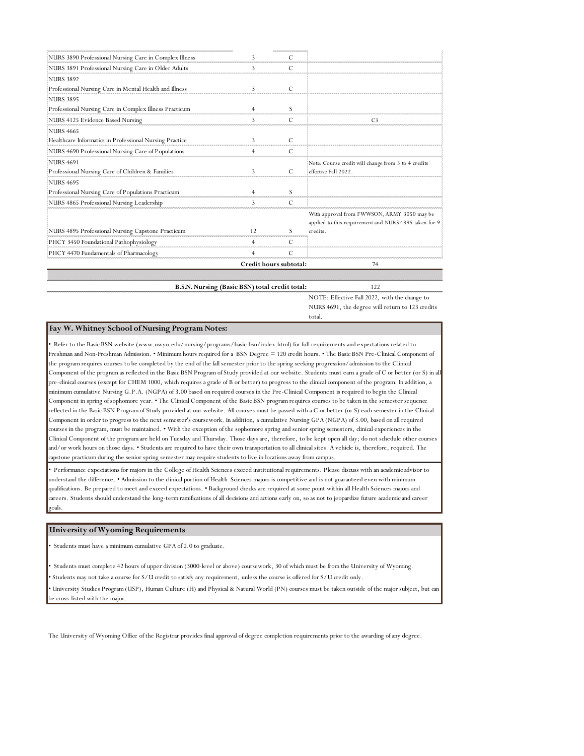| | | | |
|---|---|---|---|
| NURS 3890 Professional Nursing Care in Complex Illness | 3 | C | |
| NURS 3891 Professional Nursing Care in Older Adults | 3 | C | |
| NURS 3892 Professional Nursing Care in Mental Health and Illness | 3 | C | |
| NURS 3895 Professional Nursing Care in Complex Illness Practicum | 4 | S | |
| NURS 4125 Evidence Based Nursing | 3 | C | C3 |
| NURS 4665 Healthcare Informatics in Professional Nursing Practice | 3 | C | |
| NURS 4690 Professional Nursing Care of Populations | 4 | C | |
| NURS 4691 Professional Nursing Care of Children & Families | 3 | C | Note: Course credit will change from 3 to 4 credits effective Fall 2022. |
| NURS 4695 Professional Nursing Care of Populations Practicum | 4 | S | |
| NURS 4865 Professional Nursing Leadership | 3 | C | |
| NURS 4895 Professional Nursing Capstone Practicum | 12 | S | With approval from FWWSON, ARMY 3050 may be applied to this requirement and NURS 4895 taken for 9 credits. |
| PHCY 3450 Foundational Pathophysiology | 4 | C | |
| PHCY 4470 Fundamentals of Pharmacology | 4 | C | |
| | **Credit hours subtotal:** | | 74 |
| | | | |
| | **B.S.N. Nursing (Basic BSN) total credit total:** | | 122 |
| | | | NOTE: Effective Fall 2022, with the change to NURS 4691, the degree will return to 123 credits total. |

## Fay W. Whitney School of Nursing Program Notes:

• Refer to the Basic BSN website (www.uwyo.edu/nursing/programs/basic-bsn/index.html) for full requirements and expectations related to Freshman and Non-Freshman Admission. • Minimum hours required for a BSN Degree = 120 credit hours. • The Basic BSN Pre-Clinical Component of the program requires courses to be completed by the end of the fall semester prior to the spring seeking progression/admission to the Clinical Component of the program as reflected in the Basic BSN Program of Study provided at our website. Students must earn a grade of C or better (or S) in all pre-clinical courses (except for CHEM 1000, which requires a grade of B or better) to progress to the clinical component of the program. In addition, a minimum cumulative Nursing G.P.A. (NGPA) of 3.00 based on required courses in the Pre-Clinical Component is required to begin the Clinical Component in spring of sophomore year. • The Clinical Component of the Basic BSN program requires courses to be taken in the semester sequence reflected in the Basic BSN Program of Study provided at our website. All courses must be passed with a C or better (or S) each semester in the Clinical Component in order to progress to the next semester's coursework. In addition, a cumulative Nursing GPA (NGPA) of 3.00, based on all required courses in the program, must be maintained. • With the exception of the sophomore spring and senior spring semesters, clinical experiences in the Clinical Component of the program are held on Tuesday and Thursday. Those days are, therefore, to be kept open all day; do not schedule other courses and/or work hours on those days. • Students are required to have their own transportation to all clinical sites. A vehicle is, therefore, required. The capstone practicum during the senior spring semester may require students to live in locations away from campus.

• Performance expectations for majors in the College of Health Sciences exceed institutional requirements. Please discuss with an academic advisor to understand the difference. • Admission to the clinical portion of Health Sciences majors is competitive and is not guaranteed even with minimum qualifications. Be prepared to meet and exceed expectations. • Background checks are required at some point within all Health Sciences majors and careers. Students should understand the long-term ramifications of all decisions and actions early on, so as not to jeopardize future academic and career goals.

## University of Wyoming Requirements

• Students must have a minimum cumulative GPA of 2.0 to graduate.

• Students must complete 42 hours of upper division (3000-level or above) coursework, 30 of which must be from the University of Wyoming.

• Students may not take a course for S/U credit to satisfy any requirement, unless the course is offered for S/U credit only.

• University Studies Program (USP), Human Culture (H) and Physical & Natural World (PN) courses must be taken outside of the major subject, but can be cross-listed with the major.

The University of Wyoming Office of the Registrar provides final approval of degree completion requirements prior to the awarding of any degree.